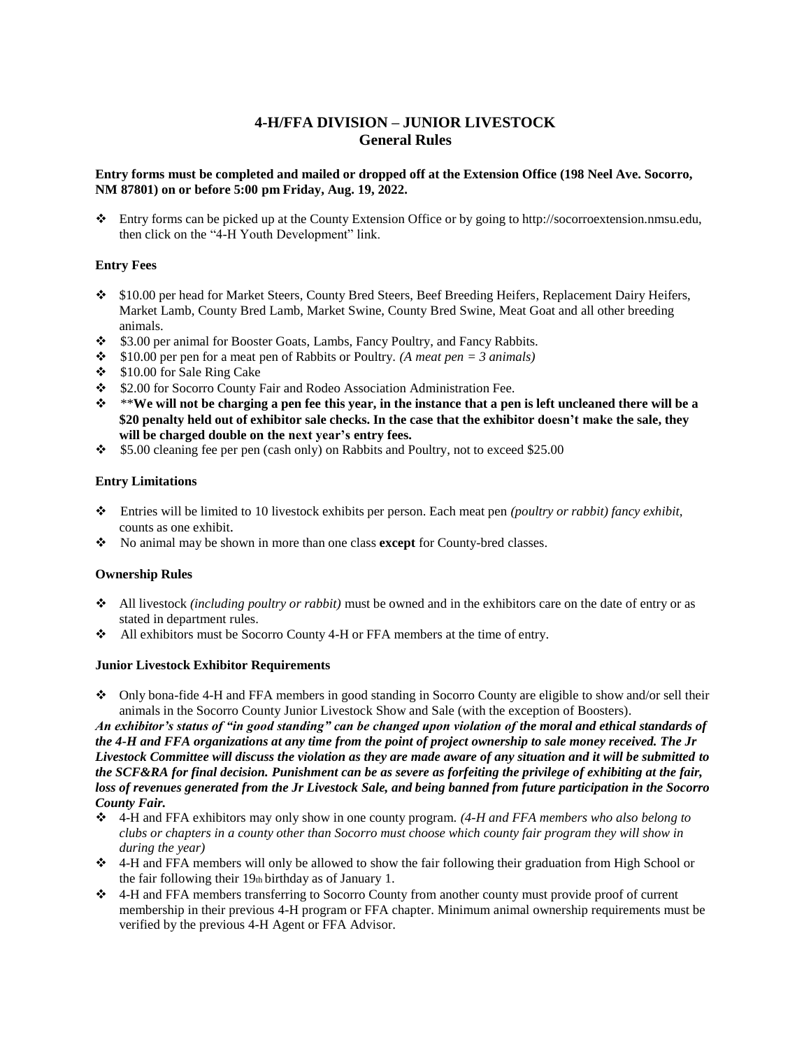# 4-H/FFA DIVISION – JUNIOR LIVESTOCK
## General Rules

**Entry forms must be completed and mailed or dropped off at the Extension Office (198 Neel Ave. Socorro, NM 87801) on or before 5:00 pm Friday, Aug. 19, 2022.**

- Entry forms can be picked up at the County Extension Office or by going to http://socorroextension.nmsu.edu, then click on the "4-H Youth Development" link.

### Entry Fees

- $10.00 per head for Market Steers, County Bred Steers, Beef Breeding Heifers, Replacement Dairy Heifers, Market Lamb, County Bred Lamb, Market Swine, County Bred Swine, Meat Goat and all other breeding animals.
- $3.00 per animal for Booster Goats, Lambs, Fancy Poultry, and Fancy Rabbits.
- $10.00 per pen for a meat pen of Rabbits or Poultry. *(A meat pen = 3 animals)*
- $10.00 for Sale Ring Cake
- $2.00 for Socorro County Fair and Rodeo Association Administration Fee.
- **\*\*We will not be charging a pen fee this year, in the instance that a pen is left uncleaned there will be a $20 penalty held out of exhibitor sale checks. In the case that the exhibitor doesn't make the sale, they will be charged double on the next year's entry fees.**
- $5.00 cleaning fee per pen (cash only) on Rabbits and Poultry, not to exceed $25.00

### Entry Limitations

- Entries will be limited to 10 livestock exhibits per person. Each meat pen *(poultry or rabbit) fancy exhibit,* counts as one exhibit.
- No animal may be shown in more than one class **except** for County-bred classes.

### Ownership Rules

- All livestock *(including poultry or rabbit)* must be owned and in the exhibitors care on the date of entry or as stated in department rules.
- All exhibitors must be Socorro County 4-H or FFA members at the time of entry.

### Junior Livestock Exhibitor Requirements

- Only bona-fide 4-H and FFA members in good standing in Socorro County are eligible to show and/or sell their animals in the Socorro County Junior Livestock Show and Sale (with the exception of Boosters).

***An exhibitor's status of "in good standing" can be changed upon violation of the moral and ethical standards of the 4-H and FFA organizations at any time from the point of project ownership to sale money received. The Jr Livestock Committee will discuss the violation as they are made aware of any situation and it will be submitted to the SCF&RA for final decision. Punishment can be as severe as forfeiting the privilege of exhibiting at the fair, loss of revenues generated from the Jr Livestock Sale, and being banned from future participation in the Socorro County Fair.***

- 4-H and FFA exhibitors may only show in one county program. *(4-H and FFA members who also belong to clubs or chapters in a county other than Socorro must choose which county fair program they will show in during the year)*
- 4-H and FFA members will only be allowed to show the fair following their graduation from High School or the fair following their 19th birthday as of January 1.
- 4-H and FFA members transferring to Socorro County from another county must provide proof of current membership in their previous 4-H program or FFA chapter. Minimum animal ownership requirements must be verified by the previous 4-H Agent or FFA Advisor.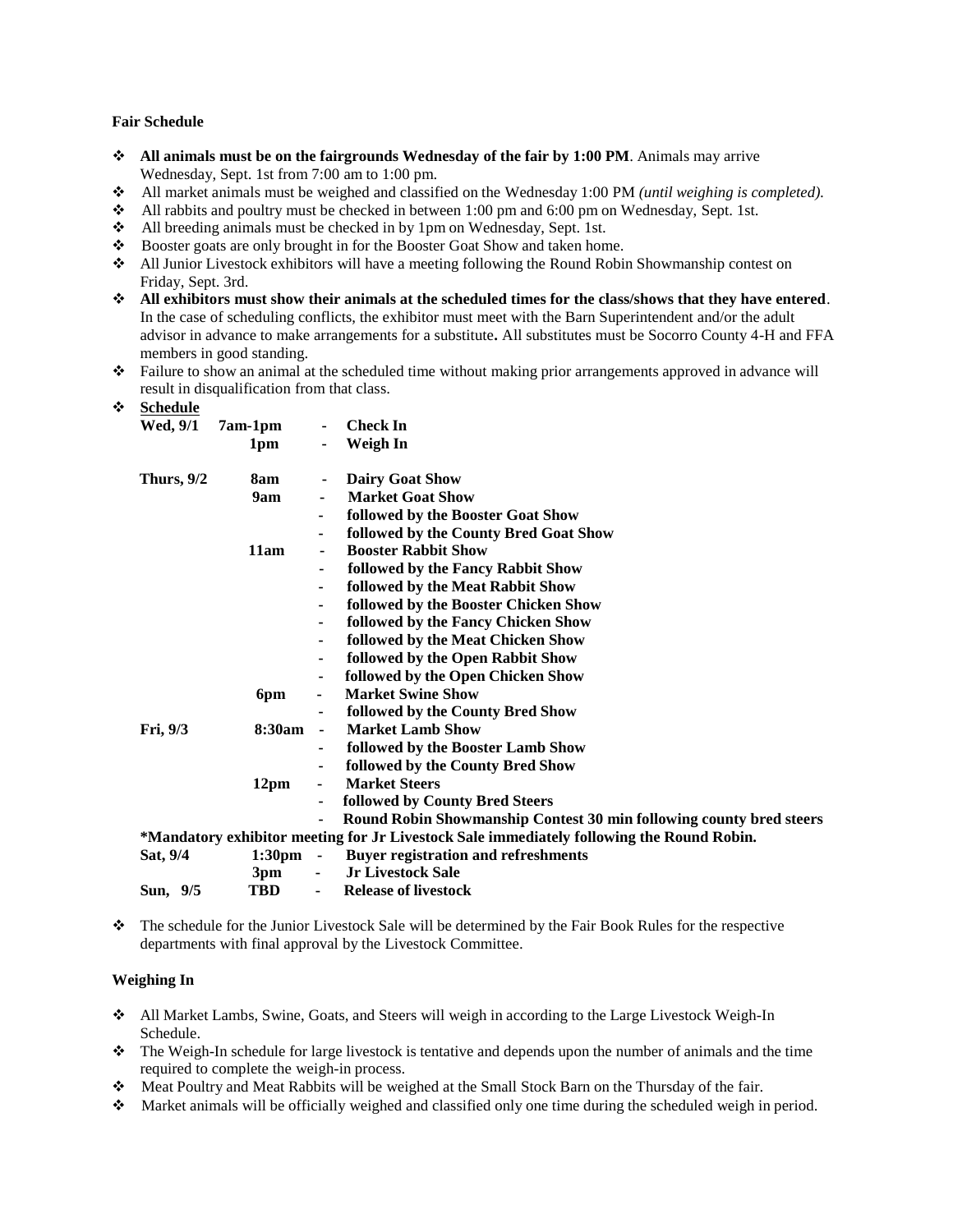**Fair Schedule**

- **All animals must be on the fairgrounds Wednesday of the fair by 1:00 PM**. Animals may arrive Wednesday, Sept. 1st from 7:00 am to 1:00 pm.
- All market animals must be weighed and classified on the Wednesday 1:00 PM *(until weighing is completed).*
- All rabbits and poultry must be checked in between 1:00 pm and 6:00 pm on Wednesday, Sept. 1st.
- All breeding animals must be checked in by 1pm on Wednesday, Sept. 1st.
- Booster goats are only brought in for the Booster Goat Show and taken home.
- All Junior Livestock exhibitors will have a meeting following the Round Robin Showmanship contest on Friday, Sept. 3rd.
- **All exhibitors must show their animals at the scheduled times for the class/shows that they have entered**. In the case of scheduling conflicts, the exhibitor must meet with the Barn Superintendent and/or the adult advisor in advance to make arrangements for a substitute**.** All substitutes must be Socorro County 4-H and FFA members in good standing.
- Failure to show an animal at the scheduled time without making prior arrangements approved in advance will result in disqualification from that class.
- <u>**Schedule**</u>

| | | | |
|---|---|---|---|
| **Wed, 9/1** | **7am-1pm** | - | **Check In** |
| | **1pm** | - | **Weigh In** |
| **Thurs, 9/2** | **8am** | - | **Dairy Goat Show** |
| | **9am** | - | **Market Goat Show** |
| | | - | **followed by the Booster Goat Show** |
| | | - | **followed by the County Bred Goat Show** |
| | **11am** | - | **Booster Rabbit Show** |
| | | - | **followed by the Fancy Rabbit Show** |
| | | - | **followed by the Meat Rabbit Show** |
| | | - | **followed by the Booster Chicken Show** |
| | | - | **followed by the Fancy Chicken Show** |
| | | - | **followed by the Meat Chicken Show** |
| | | - | **followed by the Open Rabbit Show** |
| | | - | **followed by the Open Chicken Show** |
| | **6pm** | - | **Market Swine Show** |
| | | - | **followed by the County Bred Show** |
| **Fri, 9/3** | **8:30am** | - | **Market Lamb Show** |
| | | - | **followed by the Booster Lamb Show** |
| | | - | **followed by the County Bred Show** |
| | **12pm** | - | **Market Steers** |
| | | - | **followed by County Bred Steers** |
| | | - | **Round Robin Showmanship Contest 30 min following county bred steers** |

**\*Mandatory exhibitor meeting for Jr Livestock Sale immediately following the Round Robin.**

| | | | |
|---|---|---|---|
| **Sat, 9/4** | **1:30pm** | - | **Buyer registration and refreshments** |
| | **3pm** | - | **Jr Livestock Sale** |
| **Sun, 9/5** | **TBD** | - | **Release of livestock** |

- The schedule for the Junior Livestock Sale will be determined by the Fair Book Rules for the respective departments with final approval by the Livestock Committee.

**Weighing In**

- All Market Lambs, Swine, Goats, and Steers will weigh in according to the Large Livestock Weigh-In Schedule.
- The Weigh-In schedule for large livestock is tentative and depends upon the number of animals and the time required to complete the weigh-in process.
- Meat Poultry and Meat Rabbits will be weighed at the Small Stock Barn on the Thursday of the fair.
- Market animals will be officially weighed and classified only one time during the scheduled weigh in period.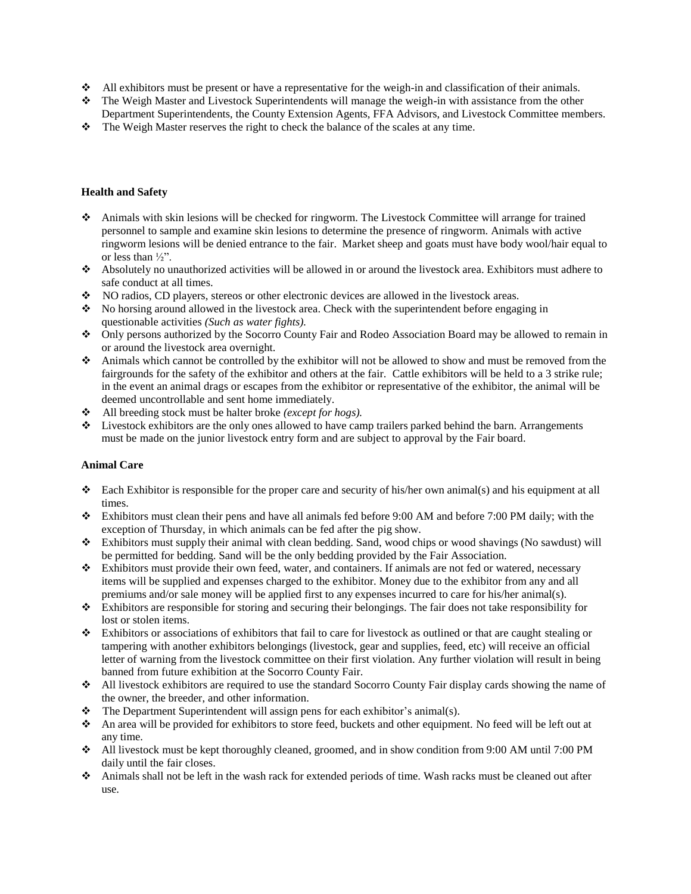- ❖ All exhibitors must be present or have a representative for the weigh-in and classification of their animals.
- ❖ The Weigh Master and Livestock Superintendents will manage the weigh-in with assistance from the other Department Superintendents, the County Extension Agents, FFA Advisors, and Livestock Committee members.
- ❖ The Weigh Master reserves the right to check the balance of the scales at any time.

**Health and Safety**

- ❖ Animals with skin lesions will be checked for ringworm. The Livestock Committee will arrange for trained personnel to sample and examine skin lesions to determine the presence of ringworm. Animals with active ringworm lesions will be denied entrance to the fair. Market sheep and goats must have body wool/hair equal to or less than ½".
- ❖ Absolutely no unauthorized activities will be allowed in or around the livestock area. Exhibitors must adhere to safe conduct at all times.
- ❖ NO radios, CD players, stereos or other electronic devices are allowed in the livestock areas.
- ❖ No horsing around allowed in the livestock area. Check with the superintendent before engaging in questionable activities *(Such as water fights).*
- ❖ Only persons authorized by the Socorro County Fair and Rodeo Association Board may be allowed to remain in or around the livestock area overnight.
- ❖ Animals which cannot be controlled by the exhibitor will not be allowed to show and must be removed from the fairgrounds for the safety of the exhibitor and others at the fair. Cattle exhibitors will be held to a 3 strike rule; in the event an animal drags or escapes from the exhibitor or representative of the exhibitor, the animal will be deemed uncontrollable and sent home immediately.
- ❖ All breeding stock must be halter broke *(except for hogs).*
- ❖ Livestock exhibitors are the only ones allowed to have camp trailers parked behind the barn. Arrangements must be made on the junior livestock entry form and are subject to approval by the Fair board.

**Animal Care**

- ❖ Each Exhibitor is responsible for the proper care and security of his/her own animal(s) and his equipment at all times.
- ❖ Exhibitors must clean their pens and have all animals fed before 9:00 AM and before 7:00 PM daily; with the exception of Thursday, in which animals can be fed after the pig show.
- ❖ Exhibitors must supply their animal with clean bedding. Sand, wood chips or wood shavings (No sawdust) will be permitted for bedding. Sand will be the only bedding provided by the Fair Association.
- ❖ Exhibitors must provide their own feed, water, and containers. If animals are not fed or watered, necessary items will be supplied and expenses charged to the exhibitor. Money due to the exhibitor from any and all premiums and/or sale money will be applied first to any expenses incurred to care for his/her animal(s).
- ❖ Exhibitors are responsible for storing and securing their belongings. The fair does not take responsibility for lost or stolen items.
- ❖ Exhibitors or associations of exhibitors that fail to care for livestock as outlined or that are caught stealing or tampering with another exhibitors belongings (livestock, gear and supplies, feed, etc) will receive an official letter of warning from the livestock committee on their first violation. Any further violation will result in being banned from future exhibition at the Socorro County Fair.
- ❖ All livestock exhibitors are required to use the standard Socorro County Fair display cards showing the name of the owner, the breeder, and other information.
- ❖ The Department Superintendent will assign pens for each exhibitor's animal(s).
- ❖ An area will be provided for exhibitors to store feed, buckets and other equipment. No feed will be left out at any time.
- ❖ All livestock must be kept thoroughly cleaned, groomed, and in show condition from 9:00 AM until 7:00 PM daily until the fair closes.
- ❖ Animals shall not be left in the wash rack for extended periods of time. Wash racks must be cleaned out after use.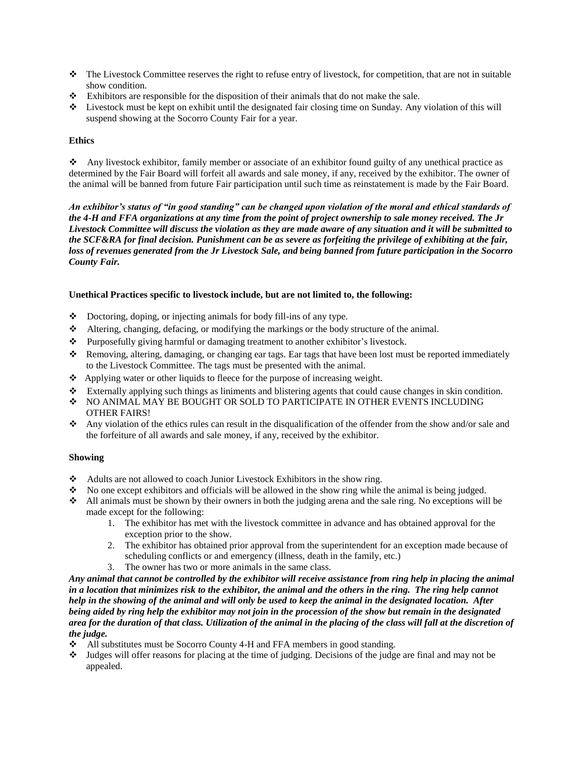- The Livestock Committee reserves the right to refuse entry of livestock, for competition, that are not in suitable show condition.
- Exhibitors are responsible for the disposition of their animals that do not make the sale.
- Livestock must be kept on exhibit until the designated fair closing time on Sunday. Any violation of this will suspend showing at the Socorro County Fair for a year.

**Ethics**

- Any livestock exhibitor, family member or associate of an exhibitor found guilty of any unethical practice as determined by the Fair Board will forfeit all awards and sale money, if any, received by the exhibitor. The owner of the animal will be banned from future Fair participation until such time as reinstatement is made by the Fair Board.

***An exhibitor's status of "in good standing" can be changed upon violation of the moral and ethical standards of the 4-H and FFA organizations at any time from the point of project ownership to sale money received. The Jr Livestock Committee will discuss the violation as they are made aware of any situation and it will be submitted to the SCF&RA for final decision. Punishment can be as severe as forfeiting the privilege of exhibiting at the fair, loss of revenues generated from the Jr Livestock Sale, and being banned from future participation in the Socorro County Fair.***

**Unethical Practices specific to livestock include, but are not limited to, the following:**

- Doctoring, doping, or injecting animals for body fill-ins of any type.
- Altering, changing, defacing, or modifying the markings or the body structure of the animal.
- Purposefully giving harmful or damaging treatment to another exhibitor's livestock.
- Removing, altering, damaging, or changing ear tags. Ear tags that have been lost must be reported immediately to the Livestock Committee. The tags must be presented with the animal.
- Applying water or other liquids to fleece for the purpose of increasing weight.
- Externally applying such things as liniments and blistering agents that could cause changes in skin condition.
- NO ANIMAL MAY BE BOUGHT OR SOLD TO PARTICIPATE IN OTHER EVENTS INCLUDING OTHER FAIRS!
- Any violation of the ethics rules can result in the disqualification of the offender from the show and/or sale and the forfeiture of all awards and sale money, if any, received by the exhibitor.

**Showing**

- Adults are not allowed to coach Junior Livestock Exhibitors in the show ring.
- No one except exhibitors and officials will be allowed in the show ring while the animal is being judged.
- All animals must be shown by their owners in both the judging arena and the sale ring. No exceptions will be made except for the following:
    1. The exhibitor has met with the livestock committee in advance and has obtained approval for the exception prior to the show.
    2. The exhibitor has obtained prior approval from the superintendent for an exception made because of scheduling conflicts or and emergency (illness, death in the family, etc.)
    3. The owner has two or more animals in the same class.

***Any animal that cannot be controlled by the exhibitor will receive assistance from ring help in placing the animal in a location that minimizes risk to the exhibitor, the animal and the others in the ring. The ring help cannot help in the showing of the animal and will only be used to keep the animal in the designated location. After being aided by ring help the exhibitor may not join in the procession of the show but remain in the designated area for the duration of that class. Utilization of the animal in the placing of the class will fall at the discretion of the judge.***

- All substitutes must be Socorro County 4-H and FFA members in good standing.
- Judges will offer reasons for placing at the time of judging. Decisions of the judge are final and may not be appealed.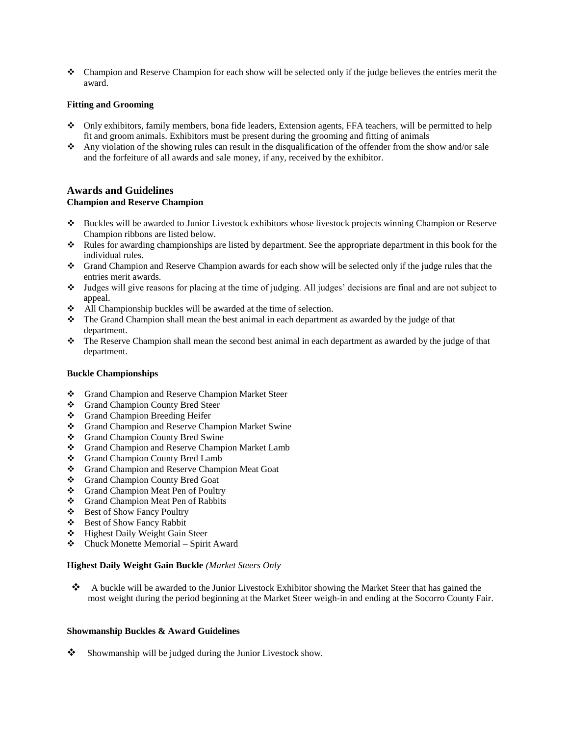- Champion and Reserve Champion for each show will be selected only if the judge believes the entries merit the award.

**Fitting and Grooming**

- Only exhibitors, family members, bona fide leaders, Extension agents, FFA teachers, will be permitted to help fit and groom animals. Exhibitors must be present during the grooming and fitting of animals
- Any violation of the showing rules can result in the disqualification of the offender from the show and/or sale and the forfeiture of all awards and sale money, if any, received by the exhibitor.

## Awards and Guidelines

**Champion and Reserve Champion**

- Buckles will be awarded to Junior Livestock exhibitors whose livestock projects winning Champion or Reserve Champion ribbons are listed below.
- Rules for awarding championships are listed by department. See the appropriate department in this book for the individual rules.
- Grand Champion and Reserve Champion awards for each show will be selected only if the judge rules that the entries merit awards.
- Judges will give reasons for placing at the time of judging. All judges' decisions are final and are not subject to appeal.
- All Championship buckles will be awarded at the time of selection.
- The Grand Champion shall mean the best animal in each department as awarded by the judge of that department.
- The Reserve Champion shall mean the second best animal in each department as awarded by the judge of that department.

**Buckle Championships**

- Grand Champion and Reserve Champion Market Steer
- Grand Champion County Bred Steer
- Grand Champion Breeding Heifer
- Grand Champion and Reserve Champion Market Swine
- Grand Champion County Bred Swine
- Grand Champion and Reserve Champion Market Lamb
- Grand Champion County Bred Lamb
- Grand Champion and Reserve Champion Meat Goat
- Grand Champion County Bred Goat
- Grand Champion Meat Pen of Poultry
- Grand Champion Meat Pen of Rabbits
- Best of Show Fancy Poultry
- Best of Show Fancy Rabbit
- Highest Daily Weight Gain Steer
- Chuck Monette Memorial – Spirit Award

**Highest Daily Weight Gain Buckle** *(Market Steers Only*

- A buckle will be awarded to the Junior Livestock Exhibitor showing the Market Steer that has gained the most weight during the period beginning at the Market Steer weigh-in and ending at the Socorro County Fair.

**Showmanship Buckles & Award Guidelines**

- Showmanship will be judged during the Junior Livestock show.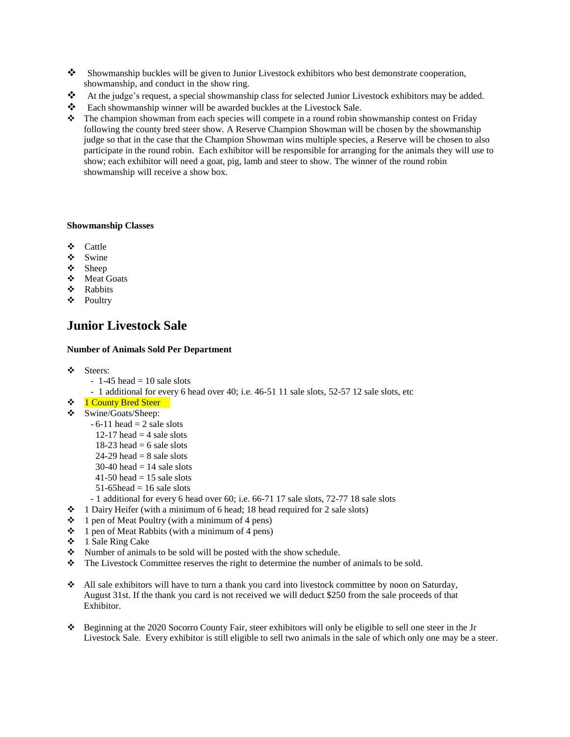- Showmanship buckles will be given to Junior Livestock exhibitors who best demonstrate cooperation, showmanship, and conduct in the show ring.
- At the judge's request, a special showmanship class for selected Junior Livestock exhibitors may be added.
- Each showmanship winner will be awarded buckles at the Livestock Sale.
- The champion showman from each species will compete in a round robin showmanship contest on Friday following the county bred steer show. A Reserve Champion Showman will be chosen by the showmanship judge so that in the case that the Champion Showman wins multiple species, a Reserve will be chosen to also participate in the round robin. Each exhibitor will be responsible for arranging for the animals they will use to show; each exhibitor will need a goat, pig, lamb and steer to show. The winner of the round robin showmanship will receive a show box.

**Showmanship Classes**

- Cattle
- Swine
- Sheep
- Meat Goats
- Rabbits
- Poultry

## Junior Livestock Sale

**Number of Animals Sold Per Department**

- Steers:
  - 1-45 head = 10 sale slots
  - 1 additional for every 6 head over 40; i.e. 46-51 11 sale slots, 52-57 12 sale slots, etc
- 1 County Bred Steer
- Swine/Goats/Sheep:
  - 6-11 head = 2 sale slots
    12-17 head = 4 sale slots
    18-23 head = 6 sale slots
    24-29 head = 8 sale slots
    30-40 head = 14 sale slots
    41-50 head = 15 sale slots
    51-65head = 16 sale slots
  - 1 additional for every 6 head over 60; i.e. 66-71 17 sale slots, 72-77 18 sale slots
- 1 Dairy Heifer (with a minimum of 6 head; 18 head required for 2 sale slots)
- 1 pen of Meat Poultry (with a minimum of 4 pens)
- 1 pen of Meat Rabbits (with a minimum of 4 pens)
- 1 Sale Ring Cake
- Number of animals to be sold will be posted with the show schedule.
- The Livestock Committee reserves the right to determine the number of animals to be sold.

- All sale exhibitors will have to turn a thank you card into livestock committee by noon on Saturday, August 31st. If the thank you card is not received we will deduct $250 from the sale proceeds of that Exhibitor.

- Beginning at the 2020 Socorro County Fair, steer exhibitors will only be eligible to sell one steer in the Jr Livestock Sale. Every exhibitor is still eligible to sell two animals in the sale of which only one may be a steer.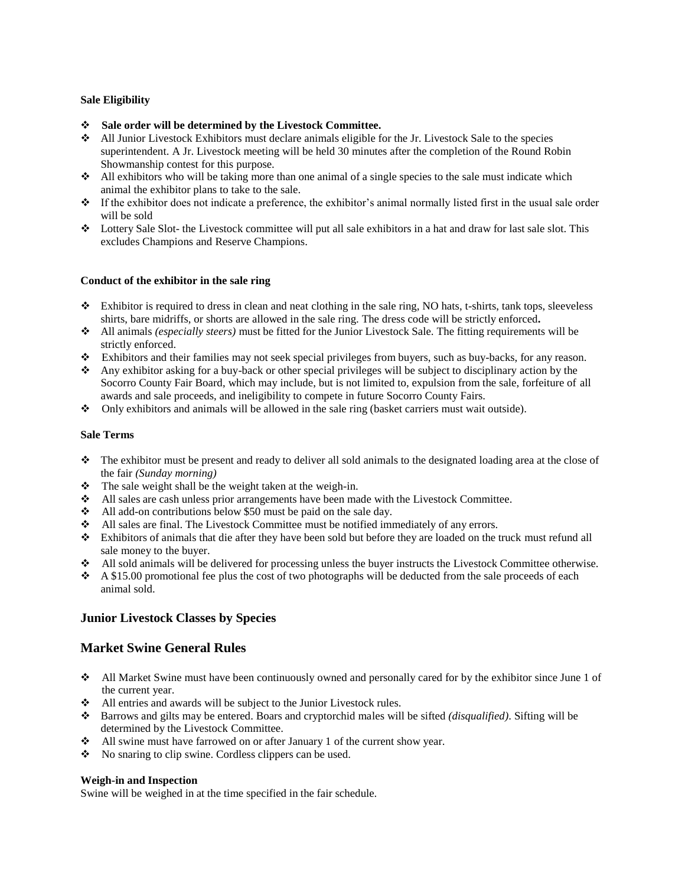**Sale Eligibility**

- **Sale order will be determined by the Livestock Committee.**
- All Junior Livestock Exhibitors must declare animals eligible for the Jr. Livestock Sale to the species superintendent. A Jr. Livestock meeting will be held 30 minutes after the completion of the Round Robin Showmanship contest for this purpose.
- All exhibitors who will be taking more than one animal of a single species to the sale must indicate which animal the exhibitor plans to take to the sale.
- If the exhibitor does not indicate a preference, the exhibitor's animal normally listed first in the usual sale order will be sold
- Lottery Sale Slot- the Livestock committee will put all sale exhibitors in a hat and draw for last sale slot. This excludes Champions and Reserve Champions.

**Conduct of the exhibitor in the sale ring**

- Exhibitor is required to dress in clean and neat clothing in the sale ring, NO hats, t-shirts, tank tops, sleeveless shirts, bare midriffs, or shorts are allowed in the sale ring. The dress code will be strictly enforced**.**
- All animals *(especially steers)* must be fitted for the Junior Livestock Sale. The fitting requirements will be strictly enforced.
- Exhibitors and their families may not seek special privileges from buyers, such as buy-backs, for any reason.
- Any exhibitor asking for a buy-back or other special privileges will be subject to disciplinary action by the Socorro County Fair Board, which may include, but is not limited to, expulsion from the sale, forfeiture of all awards and sale proceeds, and ineligibility to compete in future Socorro County Fairs.
- Only exhibitors and animals will be allowed in the sale ring (basket carriers must wait outside).

**Sale Terms**

- The exhibitor must be present and ready to deliver all sold animals to the designated loading area at the close of the fair *(Sunday morning)*
- The sale weight shall be the weight taken at the weigh-in.
- All sales are cash unless prior arrangements have been made with the Livestock Committee.
- All add-on contributions below $50 must be paid on the sale day.
- All sales are final. The Livestock Committee must be notified immediately of any errors.
- Exhibitors of animals that die after they have been sold but before they are loaded on the truck must refund all sale money to the buyer.
- All sold animals will be delivered for processing unless the buyer instructs the Livestock Committee otherwise.
- A $15.00 promotional fee plus the cost of two photographs will be deducted from the sale proceeds of each animal sold.

## Junior Livestock Classes by Species

## Market Swine General Rules

- All Market Swine must have been continuously owned and personally cared for by the exhibitor since June 1 of the current year.
- All entries and awards will be subject to the Junior Livestock rules.
- Barrows and gilts may be entered. Boars and cryptorchid males will be sifted *(disqualified)*. Sifting will be determined by the Livestock Committee.
- All swine must have farrowed on or after January 1 of the current show year.
- No snaring to clip swine. Cordless clippers can be used.

**Weigh-in and Inspection**

Swine will be weighed in at the time specified in the fair schedule.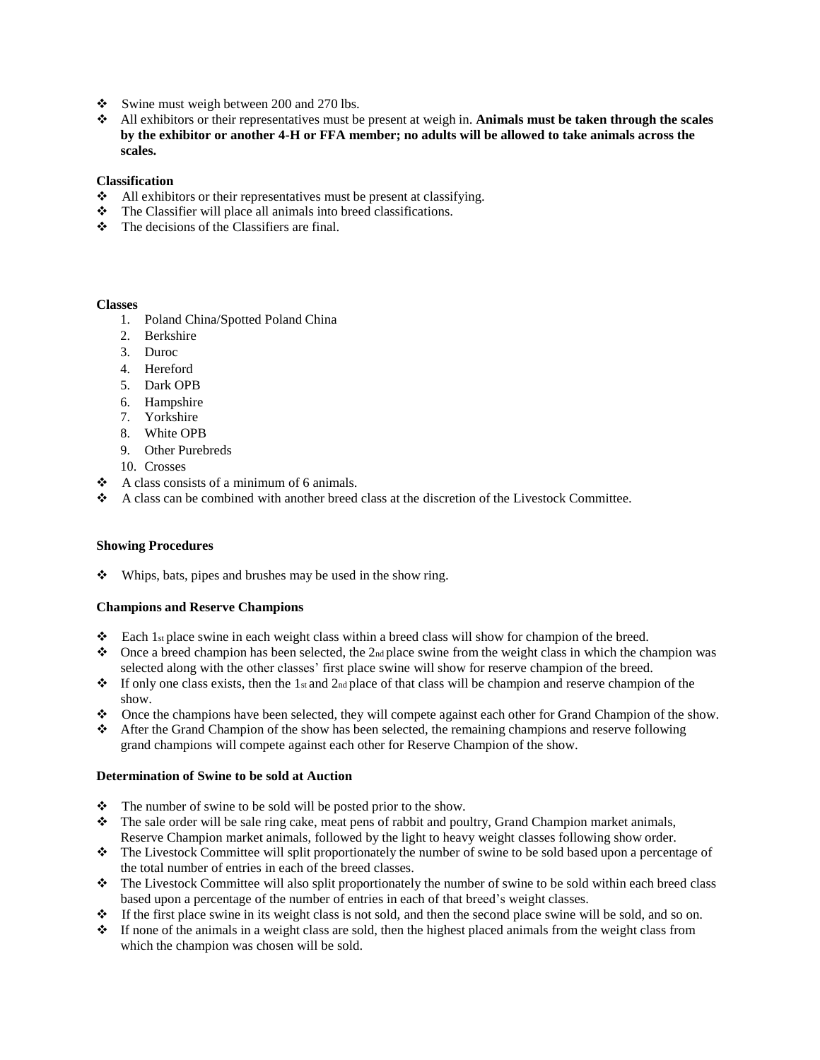- Swine must weigh between 200 and 270 lbs.
- All exhibitors or their representatives must be present at weigh in. **Animals must be taken through the scales by the exhibitor or another 4-H or FFA member; no adults will be allowed to take animals across the scales.**

**Classification**

- All exhibitors or their representatives must be present at classifying.
- The Classifier will place all animals into breed classifications.
- The decisions of the Classifiers are final.

**Classes**

1. Poland China/Spotted Poland China
2. Berkshire
3. Duroc
4. Hereford
5. Dark OPB
6. Hampshire
7. Yorkshire
8. White OPB
9. Other Purebreds
10. Crosses

- A class consists of a minimum of 6 animals.
- A class can be combined with another breed class at the discretion of the Livestock Committee.

**Showing Procedures**

- Whips, bats, pipes and brushes may be used in the show ring.

**Champions and Reserve Champions**

- Each 1st place swine in each weight class within a breed class will show for champion of the breed.
- Once a breed champion has been selected, the 2nd place swine from the weight class in which the champion was selected along with the other classes' first place swine will show for reserve champion of the breed.
- If only one class exists, then the 1st and 2nd place of that class will be champion and reserve champion of the show.
- Once the champions have been selected, they will compete against each other for Grand Champion of the show.
- After the Grand Champion of the show has been selected, the remaining champions and reserve following grand champions will compete against each other for Reserve Champion of the show.

**Determination of Swine to be sold at Auction**

- The number of swine to be sold will be posted prior to the show.
- The sale order will be sale ring cake, meat pens of rabbit and poultry, Grand Champion market animals, Reserve Champion market animals, followed by the light to heavy weight classes following show order.
- The Livestock Committee will split proportionately the number of swine to be sold based upon a percentage of the total number of entries in each of the breed classes.
- The Livestock Committee will also split proportionately the number of swine to be sold within each breed class based upon a percentage of the number of entries in each of that breed's weight classes.
- If the first place swine in its weight class is not sold, and then the second place swine will be sold, and so on.
- If none of the animals in a weight class are sold, then the highest placed animals from the weight class from which the champion was chosen will be sold.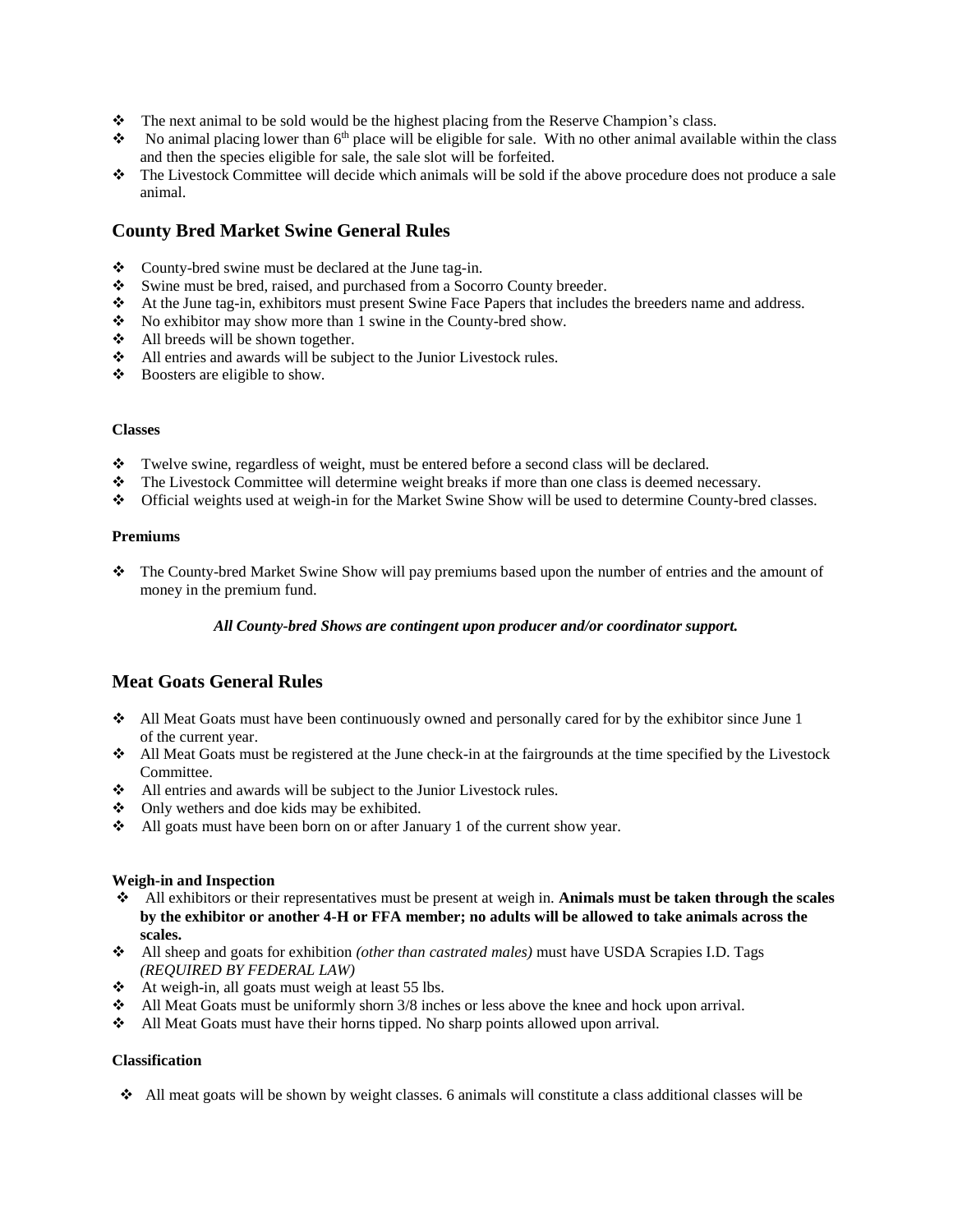- The next animal to be sold would be the highest placing from the Reserve Champion's class.
- No animal placing lower than 6th place will be eligible for sale. With no other animal available within the class and then the species eligible for sale, the sale slot will be forfeited.
- The Livestock Committee will decide which animals will be sold if the above procedure does not produce a sale animal.

## County Bred Market Swine General Rules

- County-bred swine must be declared at the June tag-in.
- Swine must be bred, raised, and purchased from a Socorro County breeder.
- At the June tag-in, exhibitors must present Swine Face Papers that includes the breeders name and address.
- No exhibitor may show more than 1 swine in the County-bred show.
- All breeds will be shown together.
- All entries and awards will be subject to the Junior Livestock rules.
- Boosters are eligible to show.

#### Classes

- Twelve swine, regardless of weight, must be entered before a second class will be declared.
- The Livestock Committee will determine weight breaks if more than one class is deemed necessary.
- Official weights used at weigh-in for the Market Swine Show will be used to determine County-bred classes.

#### Premiums

- The County-bred Market Swine Show will pay premiums based upon the number of entries and the amount of money in the premium fund.

***All County-bred Shows are contingent upon producer and/or coordinator support.***

## Meat Goats General Rules

- All Meat Goats must have been continuously owned and personally cared for by the exhibitor since June 1 of the current year.
- All Meat Goats must be registered at the June check-in at the fairgrounds at the time specified by the Livestock Committee.
- All entries and awards will be subject to the Junior Livestock rules.
- Only wethers and doe kids may be exhibited.
- All goats must have been born on or after January 1 of the current show year.

#### Weigh-in and Inspection

- All exhibitors or their representatives must be present at weigh in. **Animals must be taken through the scales by the exhibitor or another 4-H or FFA member; no adults will be allowed to take animals across the scales.**
- All sheep and goats for exhibition *(other than castrated males)* must have USDA Scrapies I.D. Tags *(REQUIRED BY FEDERAL LAW)*
- At weigh-in, all goats must weigh at least 55 lbs.
- All Meat Goats must be uniformly shorn 3/8 inches or less above the knee and hock upon arrival.
- All Meat Goats must have their horns tipped. No sharp points allowed upon arrival.

#### Classification

- All meat goats will be shown by weight classes. 6 animals will constitute a class additional classes will be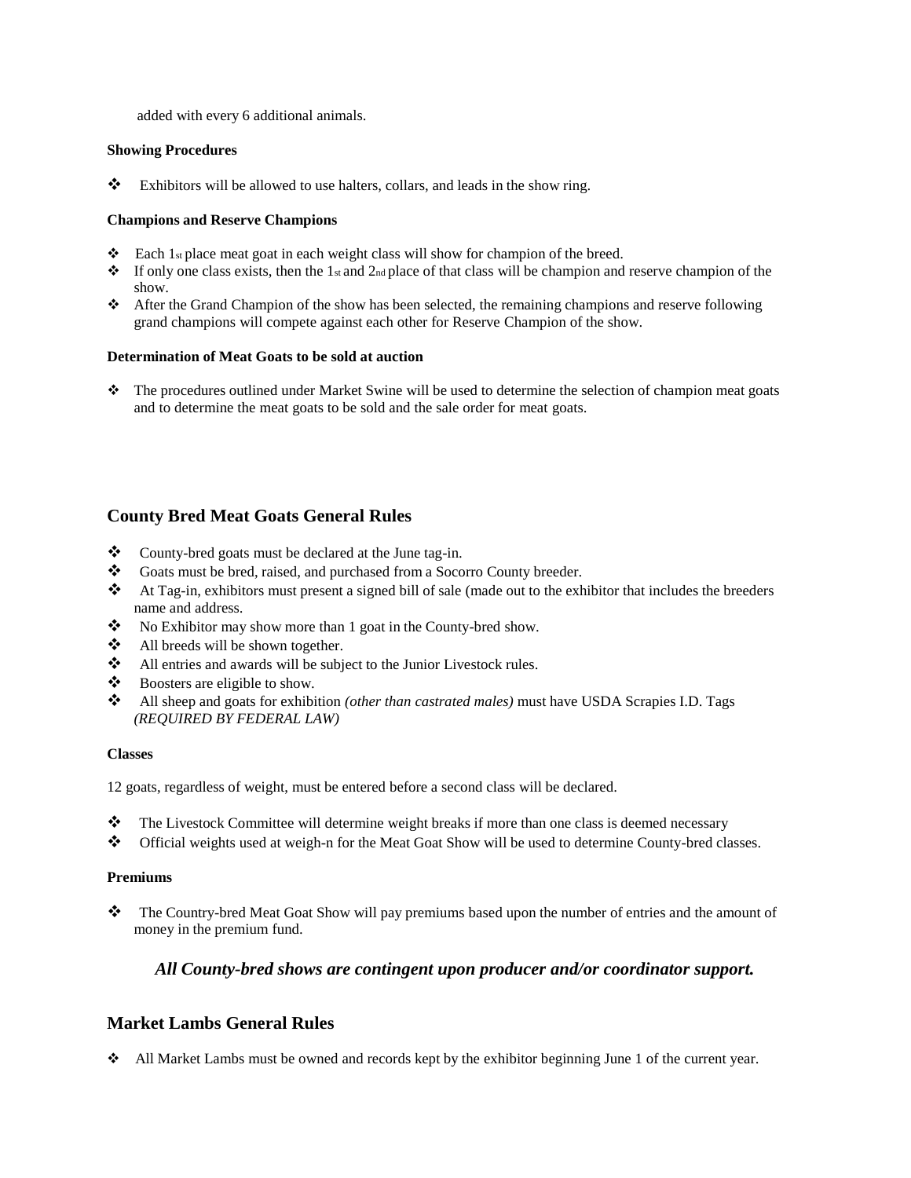added with every 6 additional animals.

**Showing Procedures**

- Exhibitors will be allowed to use halters, collars, and leads in the show ring.

**Champions and Reserve Champions**

- Each 1st place meat goat in each weight class will show for champion of the breed.
- If only one class exists, then the 1st and 2nd place of that class will be champion and reserve champion of the show.
- After the Grand Champion of the show has been selected, the remaining champions and reserve following grand champions will compete against each other for Reserve Champion of the show.

**Determination of Meat Goats to be sold at auction**

- The procedures outlined under Market Swine will be used to determine the selection of champion meat goats and to determine the meat goats to be sold and the sale order for meat goats.

## County Bred Meat Goats General Rules

- County-bred goats must be declared at the June tag-in.
- Goats must be bred, raised, and purchased from a Socorro County breeder.
- At Tag-in, exhibitors must present a signed bill of sale (made out to the exhibitor that includes the breeders name and address.
- No Exhibitor may show more than 1 goat in the County-bred show.
- All breeds will be shown together.
- All entries and awards will be subject to the Junior Livestock rules.
- Boosters are eligible to show.
- All sheep and goats for exhibition *(other than castrated males)* must have USDA Scrapies I.D. Tags *(REQUIRED BY FEDERAL LAW)*

**Classes**

12 goats, regardless of weight, must be entered before a second class will be declared.

- The Livestock Committee will determine weight breaks if more than one class is deemed necessary
- Official weights used at weigh-n for the Meat Goat Show will be used to determine County-bred classes.

**Premiums**

- The Country-bred Meat Goat Show will pay premiums based upon the number of entries and the amount of money in the premium fund.

***All County-bred shows are contingent upon producer and/or coordinator support.***

## Market Lambs General Rules

- All Market Lambs must be owned and records kept by the exhibitor beginning June 1 of the current year.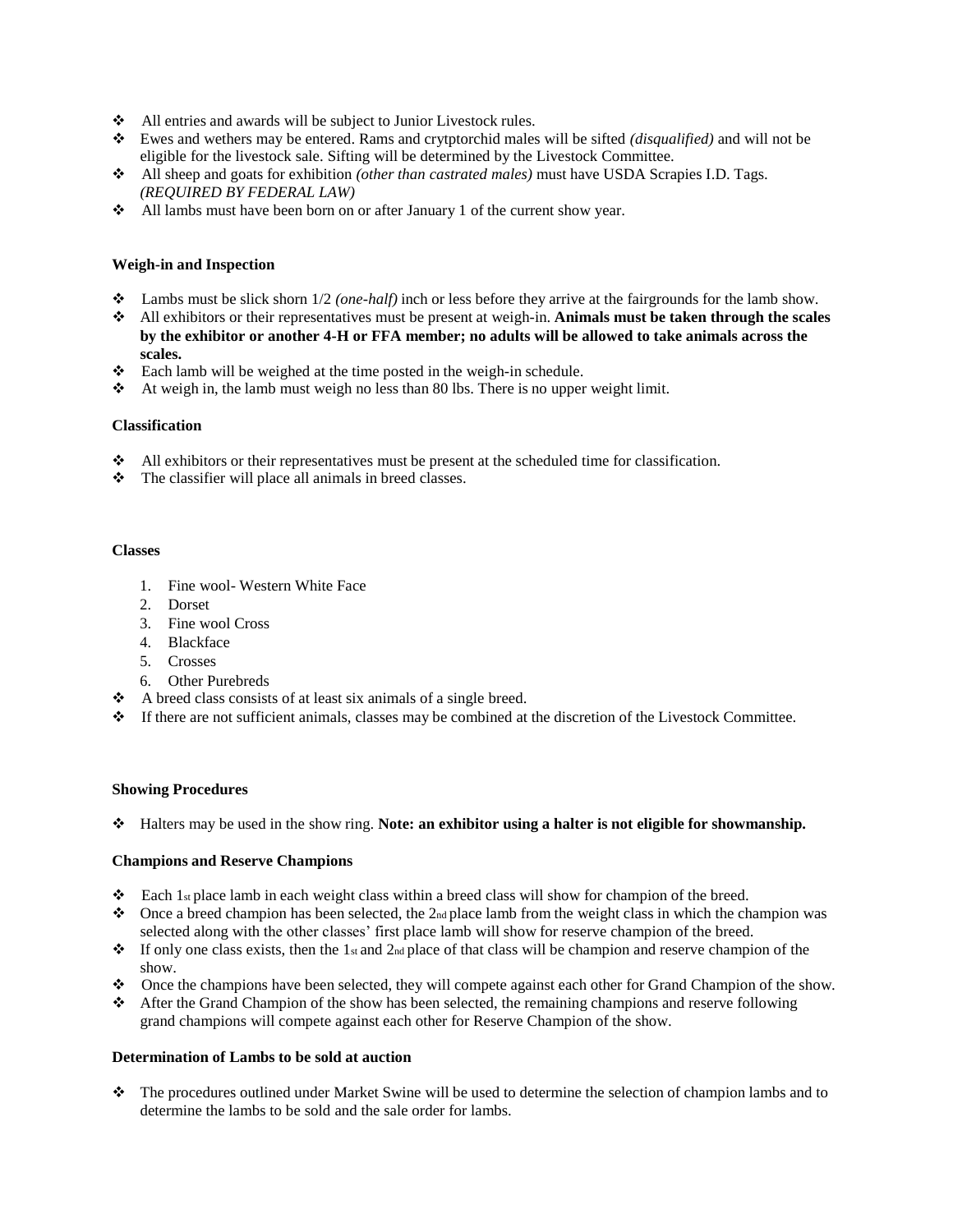- All entries and awards will be subject to Junior Livestock rules.
- Ewes and wethers may be entered. Rams and crytptorchid males will be sifted *(disqualified)* and will not be eligible for the livestock sale. Sifting will be determined by the Livestock Committee.
- All sheep and goats for exhibition *(other than castrated males)* must have USDA Scrapies I.D. Tags. *(REQUIRED BY FEDERAL LAW)*
- All lambs must have been born on or after January 1 of the current show year.

**Weigh-in and Inspection**

- Lambs must be slick shorn 1/2 *(one-half)* inch or less before they arrive at the fairgrounds for the lamb show.
- All exhibitors or their representatives must be present at weigh-in. **Animals must be taken through the scales by the exhibitor or another 4-H or FFA member; no adults will be allowed to take animals across the scales.**
- Each lamb will be weighed at the time posted in the weigh-in schedule.
- At weigh in, the lamb must weigh no less than 80 lbs. There is no upper weight limit.

**Classification**

- All exhibitors or their representatives must be present at the scheduled time for classification.
- The classifier will place all animals in breed classes.

**Classes**

1. Fine wool- Western White Face
2. Dorset
3. Fine wool Cross
4. Blackface
5. Crosses
6. Other Purebreds

- A breed class consists of at least six animals of a single breed.
- If there are not sufficient animals, classes may be combined at the discretion of the Livestock Committee.

**Showing Procedures**

- Halters may be used in the show ring. **Note: an exhibitor using a halter is not eligible for showmanship.**

**Champions and Reserve Champions**

- Each 1st place lamb in each weight class within a breed class will show for champion of the breed.
- Once a breed champion has been selected, the 2nd place lamb from the weight class in which the champion was selected along with the other classes' first place lamb will show for reserve champion of the breed.
- If only one class exists, then the 1st and 2nd place of that class will be champion and reserve champion of the show.
- Once the champions have been selected, they will compete against each other for Grand Champion of the show.
- After the Grand Champion of the show has been selected, the remaining champions and reserve following grand champions will compete against each other for Reserve Champion of the show.

**Determination of Lambs to be sold at auction**

- The procedures outlined under Market Swine will be used to determine the selection of champion lambs and to determine the lambs to be sold and the sale order for lambs.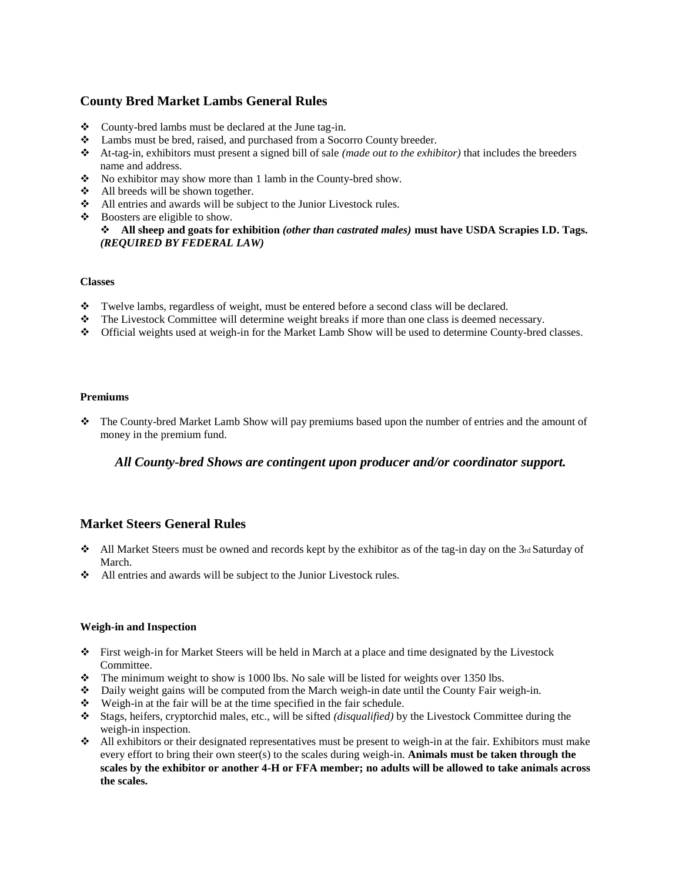## County Bred Market Lambs General Rules

- County-bred lambs must be declared at the June tag-in.
- Lambs must be bred, raised, and purchased from a Socorro County breeder.
- At-tag-in, exhibitors must present a signed bill of sale *(made out to the exhibitor)* that includes the breeders name and address.
- No exhibitor may show more than 1 lamb in the County-bred show.
- All breeds will be shown together.
- All entries and awards will be subject to the Junior Livestock rules.
- Boosters are eligible to show.
  - **All sheep and goats for exhibition *(other than castrated males)* must have USDA Scrapies I.D. Tags. *(REQUIRED BY FEDERAL LAW)***

#### Classes

- Twelve lambs, regardless of weight, must be entered before a second class will be declared.
- The Livestock Committee will determine weight breaks if more than one class is deemed necessary.
- Official weights used at weigh-in for the Market Lamb Show will be used to determine County-bred classes.

#### Premiums

- The County-bred Market Lamb Show will pay premiums based upon the number of entries and the amount of money in the premium fund.

***All County-bred Shows are contingent upon producer and/or coordinator support.***

## Market Steers General Rules

- All Market Steers must be owned and records kept by the exhibitor as of the tag-in day on the 3rd Saturday of March.
- All entries and awards will be subject to the Junior Livestock rules.

#### Weigh-in and Inspection

- First weigh-in for Market Steers will be held in March at a place and time designated by the Livestock Committee.
- The minimum weight to show is 1000 lbs. No sale will be listed for weights over 1350 lbs.
- Daily weight gains will be computed from the March weigh-in date until the County Fair weigh-in.
- Weigh-in at the fair will be at the time specified in the fair schedule.
- Stags, heifers, cryptorchid males, etc., will be sifted *(disqualified)* by the Livestock Committee during the weigh-in inspection.
- All exhibitors or their designated representatives must be present to weigh-in at the fair. Exhibitors must make every effort to bring their own steer(s) to the scales during weigh-in. **Animals must be taken through the scales by the exhibitor or another 4-H or FFA member; no adults will be allowed to take animals across the scales.**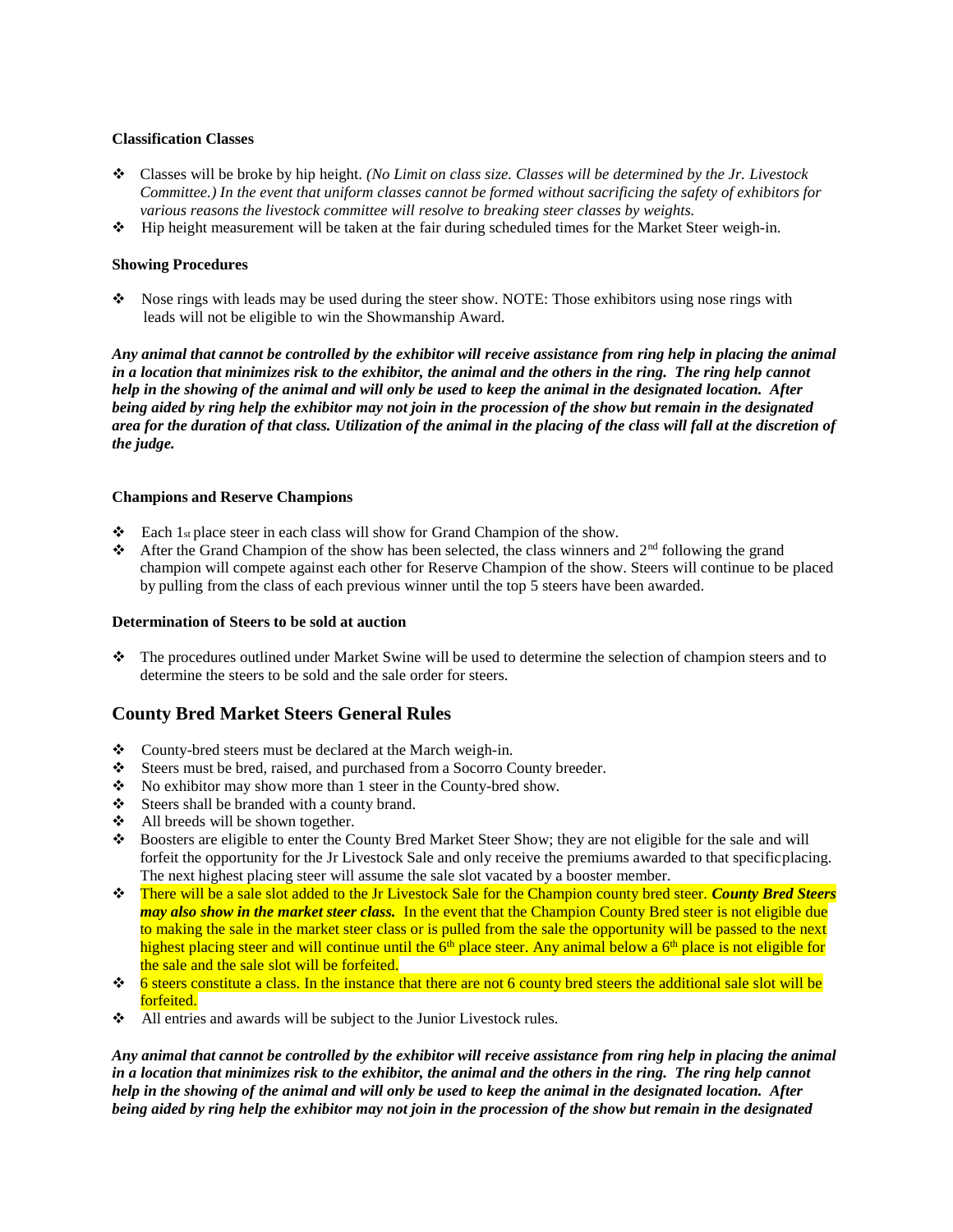**Classification Classes**

- Classes will be broke by hip height. *(No Limit on class size. Classes will be determined by the Jr. Livestock Committee.) In the event that uniform classes cannot be formed without sacrificing the safety of exhibitors for various reasons the livestock committee will resolve to breaking steer classes by weights.*
- Hip height measurement will be taken at the fair during scheduled times for the Market Steer weigh-in.

**Showing Procedures**

- Nose rings with leads may be used during the steer show. NOTE: Those exhibitors using nose rings with leads will not be eligible to win the Showmanship Award.

***Any animal that cannot be controlled by the exhibitor will receive assistance from ring help in placing the animal in a location that minimizes risk to the exhibitor, the animal and the others in the ring. The ring help cannot help in the showing of the animal and will only be used to keep the animal in the designated location. After being aided by ring help the exhibitor may not join in the procession of the show but remain in the designated area for the duration of that class. Utilization of the animal in the placing of the class will fall at the discretion of the judge.***

**Champions and Reserve Champions**

- Each 1st place steer in each class will show for Grand Champion of the show.
- After the Grand Champion of the show has been selected, the class winners and 2nd following the grand champion will compete against each other for Reserve Champion of the show. Steers will continue to be placed by pulling from the class of each previous winner until the top 5 steers have been awarded.

**Determination of Steers to be sold at auction**

- The procedures outlined under Market Swine will be used to determine the selection of champion steers and to determine the steers to be sold and the sale order for steers.

## County Bred Market Steers General Rules

- County-bred steers must be declared at the March weigh-in.
- Steers must be bred, raised, and purchased from a Socorro County breeder.
- No exhibitor may show more than 1 steer in the County-bred show.
- Steers shall be branded with a county brand.
- All breeds will be shown together.
- Boosters are eligible to enter the County Bred Market Steer Show; they are not eligible for the sale and will forfeit the opportunity for the Jr Livestock Sale and only receive the premiums awarded to that specificplacing. The next highest placing steer will assume the sale slot vacated by a booster member.
- There will be a sale slot added to the Jr Livestock Sale for the Champion county bred steer. ***County Bred Steers may also show in the market steer class.*** In the event that the Champion County Bred steer is not eligible due to making the sale in the market steer class or is pulled from the sale the opportunity will be passed to the next highest placing steer and will continue until the 6th place steer. Any animal below a 6th place is not eligible for the sale and the sale slot will be forfeited.
- 6 steers constitute a class. In the instance that there are not 6 county bred steers the additional sale slot will be forfeited.
- All entries and awards will be subject to the Junior Livestock rules.

***Any animal that cannot be controlled by the exhibitor will receive assistance from ring help in placing the animal in a location that minimizes risk to the exhibitor, the animal and the others in the ring. The ring help cannot help in the showing of the animal and will only be used to keep the animal in the designated location. After being aided by ring help the exhibitor may not join in the procession of the show but remain in the designated***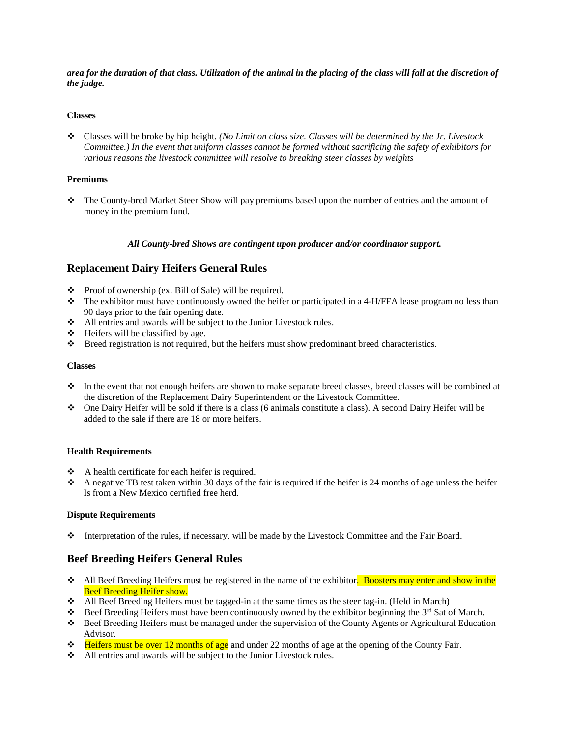***area for the duration of that class. Utilization of the animal in the placing of the class will fall at the discretion of the judge.***

**Classes**

- Classes will be broke by hip height. *(No Limit on class size. Classes will be determined by the Jr. Livestock Committee.) In the event that uniform classes cannot be formed without sacrificing the safety of exhibitors for various reasons the livestock committee will resolve to breaking steer classes by weights*

**Premiums**

- The County-bred Market Steer Show will pay premiums based upon the number of entries and the amount of money in the premium fund.

***All County-bred Shows are contingent upon producer and/or coordinator support.***

## Replacement Dairy Heifers General Rules

- Proof of ownership (ex. Bill of Sale) will be required.
- The exhibitor must have continuously owned the heifer or participated in a 4-H/FFA lease program no less than 90 days prior to the fair opening date.
- All entries and awards will be subject to the Junior Livestock rules.
- Heifers will be classified by age.
- Breed registration is not required, but the heifers must show predominant breed characteristics.

**Classes**

- In the event that not enough heifers are shown to make separate breed classes, breed classes will be combined at the discretion of the Replacement Dairy Superintendent or the Livestock Committee.
- One Dairy Heifer will be sold if there is a class (6 animals constitute a class). A second Dairy Heifer will be added to the sale if there are 18 or more heifers.

**Health Requirements**

- A health certificate for each heifer is required.
- A negative TB test taken within 30 days of the fair is required if the heifer is 24 months of age unless the heifer Is from a New Mexico certified free herd.

**Dispute Requirements**

- Interpretation of the rules, if necessary, will be made by the Livestock Committee and the Fair Board.

## Beef Breeding Heifers General Rules

- All Beef Breeding Heifers must be registered in the name of the exhibitor. Boosters may enter and show in the Beef Breeding Heifer show.
- All Beef Breeding Heifers must be tagged-in at the same times as the steer tag-in. (Held in March)
- Beef Breeding Heifers must have been continuously owned by the exhibitor beginning the 3rd Sat of March.
- Beef Breeding Heifers must be managed under the supervision of the County Agents or Agricultural Education Advisor.
- Heifers must be over 12 months of age and under 22 months of age at the opening of the County Fair.
- All entries and awards will be subject to the Junior Livestock rules.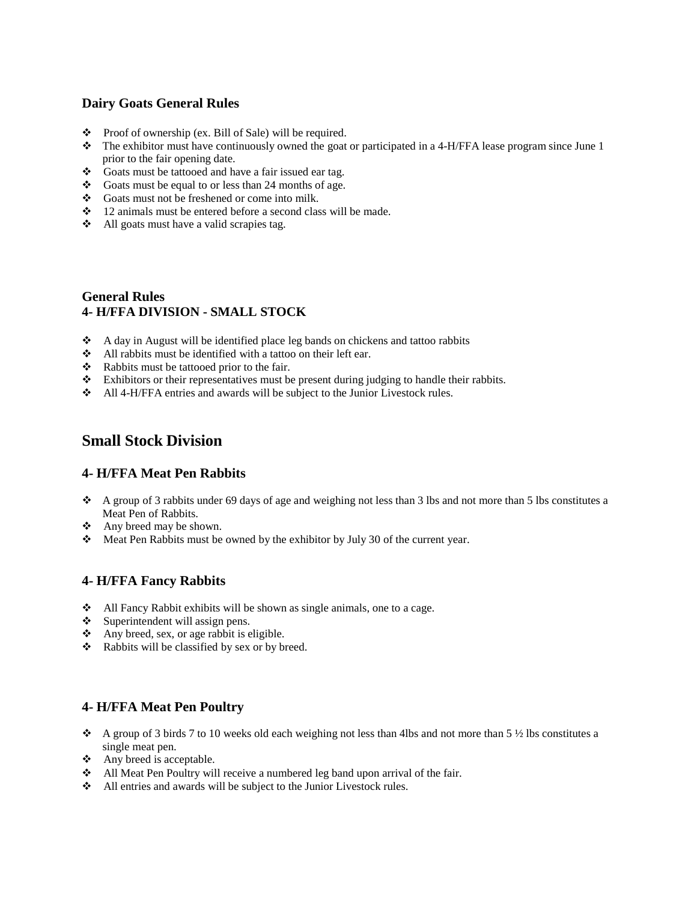### Dairy Goats General Rules

- Proof of ownership (ex. Bill of Sale) will be required.
- The exhibitor must have continuously owned the goat or participated in a 4-H/FFA lease program since June 1 prior to the fair opening date.
- Goats must be tattooed and have a fair issued ear tag.
- Goats must be equal to or less than 24 months of age.
- Goats must not be freshened or come into milk.
- 12 animals must be entered before a second class will be made.
- All goats must have a valid scrapies tag.

### General Rules
### 4- H/FFA DIVISION - SMALL STOCK

- A day in August will be identified place leg bands on chickens and tattoo rabbits
- All rabbits must be identified with a tattoo on their left ear.
- Rabbits must be tattooed prior to the fair.
- Exhibitors or their representatives must be present during judging to handle their rabbits.
- All 4-H/FFA entries and awards will be subject to the Junior Livestock rules.

## Small Stock Division

### 4- H/FFA Meat Pen Rabbits

- A group of 3 rabbits under 69 days of age and weighing not less than 3 lbs and not more than 5 lbs constitutes a Meat Pen of Rabbits.
- Any breed may be shown.
- Meat Pen Rabbits must be owned by the exhibitor by July 30 of the current year.

### 4- H/FFA Fancy Rabbits

- All Fancy Rabbit exhibits will be shown as single animals, one to a cage.
- Superintendent will assign pens.
- Any breed, sex, or age rabbit is eligible.
- Rabbits will be classified by sex or by breed.

### 4- H/FFA Meat Pen Poultry

- A group of 3 birds 7 to 10 weeks old each weighing not less than 4lbs and not more than 5 ½ lbs constitutes a single meat pen.
- Any breed is acceptable.
- All Meat Pen Poultry will receive a numbered leg band upon arrival of the fair.
- All entries and awards will be subject to the Junior Livestock rules.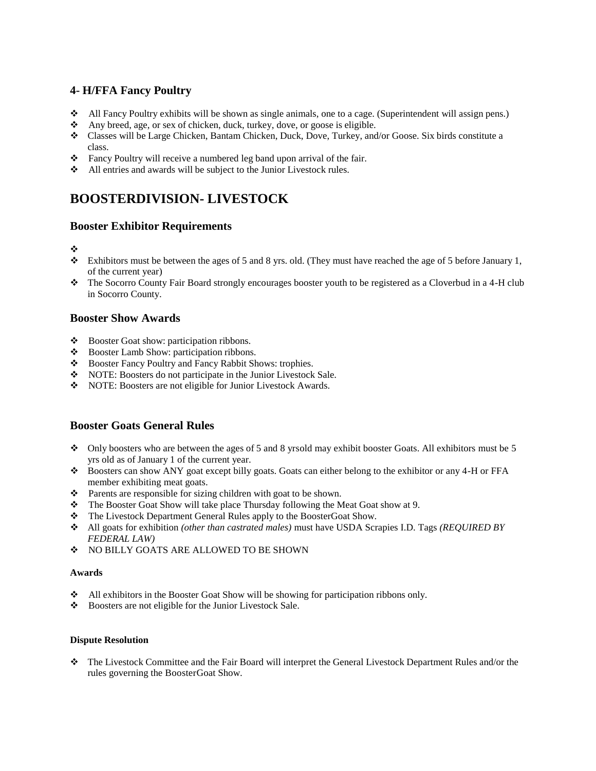### 4- H/FFA Fancy Poultry

- All Fancy Poultry exhibits will be shown as single animals, one to a cage. (Superintendent will assign pens.)
- Any breed, age, or sex of chicken, duck, turkey, dove, or goose is eligible.
- Classes will be Large Chicken, Bantam Chicken, Duck, Dove, Turkey, and/or Goose. Six birds constitute a class.
- Fancy Poultry will receive a numbered leg band upon arrival of the fair.
- All entries and awards will be subject to the Junior Livestock rules.

## BOOSTERDIVISION- LIVESTOCK

### Booster Exhibitor Requirements

- 
- Exhibitors must be between the ages of 5 and 8 yrs. old. (They must have reached the age of 5 before January 1, of the current year)
- The Socorro County Fair Board strongly encourages booster youth to be registered as a Cloverbud in a 4-H club in Socorro County.

### Booster Show Awards

- Booster Goat show: participation ribbons.
- Booster Lamb Show: participation ribbons.
- Booster Fancy Poultry and Fancy Rabbit Shows: trophies.
- NOTE: Boosters do not participate in the Junior Livestock Sale.
- NOTE: Boosters are not eligible for Junior Livestock Awards.

### Booster Goats General Rules

- Only boosters who are between the ages of 5 and 8 yrsold may exhibit booster Goats. All exhibitors must be 5 yrs old as of January 1 of the current year.
- Boosters can show ANY goat except billy goats. Goats can either belong to the exhibitor or any 4-H or FFA member exhibiting meat goats.
- Parents are responsible for sizing children with goat to be shown.
- The Booster Goat Show will take place Thursday following the Meat Goat show at 9.
- The Livestock Department General Rules apply to the BoosterGoat Show.
- All goats for exhibition *(other than castrated males)* must have USDA Scrapies I.D. Tags *(REQUIRED BY FEDERAL LAW)*
- NO BILLY GOATS ARE ALLOWED TO BE SHOWN

#### Awards

- All exhibitors in the Booster Goat Show will be showing for participation ribbons only.
- Boosters are not eligible for the Junior Livestock Sale.

#### Dispute Resolution

- The Livestock Committee and the Fair Board will interpret the General Livestock Department Rules and/or the rules governing the BoosterGoat Show.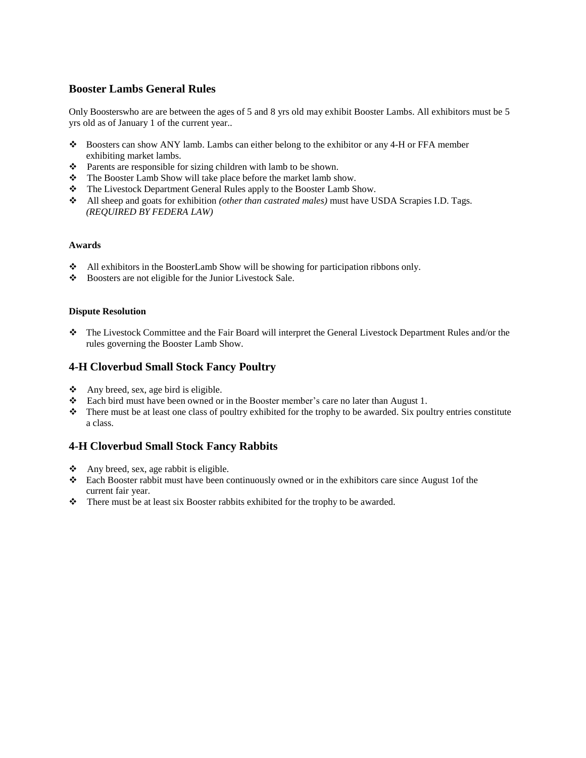## Booster Lambs General Rules

Only Boosterswho are are between the ages of 5 and 8 yrs old may exhibit Booster Lambs. All exhibitors must be 5 yrs old as of January 1 of the current year..

- Boosters can show ANY lamb. Lambs can either belong to the exhibitor or any 4-H or FFA member exhibiting market lambs.
- Parents are responsible for sizing children with lamb to be shown.
- The Booster Lamb Show will take place before the market lamb show.
- The Livestock Department General Rules apply to the Booster Lamb Show.
- All sheep and goats for exhibition *(other than castrated males)* must have USDA Scrapies I.D. Tags. *(REQUIRED BY FEDERA LAW)*

#### Awards

- All exhibitors in the BoosterLamb Show will be showing for participation ribbons only.
- Boosters are not eligible for the Junior Livestock Sale.

#### Dispute Resolution

- The Livestock Committee and the Fair Board will interpret the General Livestock Department Rules and/or the rules governing the Booster Lamb Show.

## 4-H Cloverbud Small Stock Fancy Poultry

- Any breed, sex, age bird is eligible.
- Each bird must have been owned or in the Booster member's care no later than August 1.
- There must be at least one class of poultry exhibited for the trophy to be awarded. Six poultry entries constitute a class.

## 4-H Cloverbud Small Stock Fancy Rabbits

- Any breed, sex, age rabbit is eligible.
- Each Booster rabbit must have been continuously owned or in the exhibitors care since August 1of the current fair year.
- There must be at least six Booster rabbits exhibited for the trophy to be awarded.